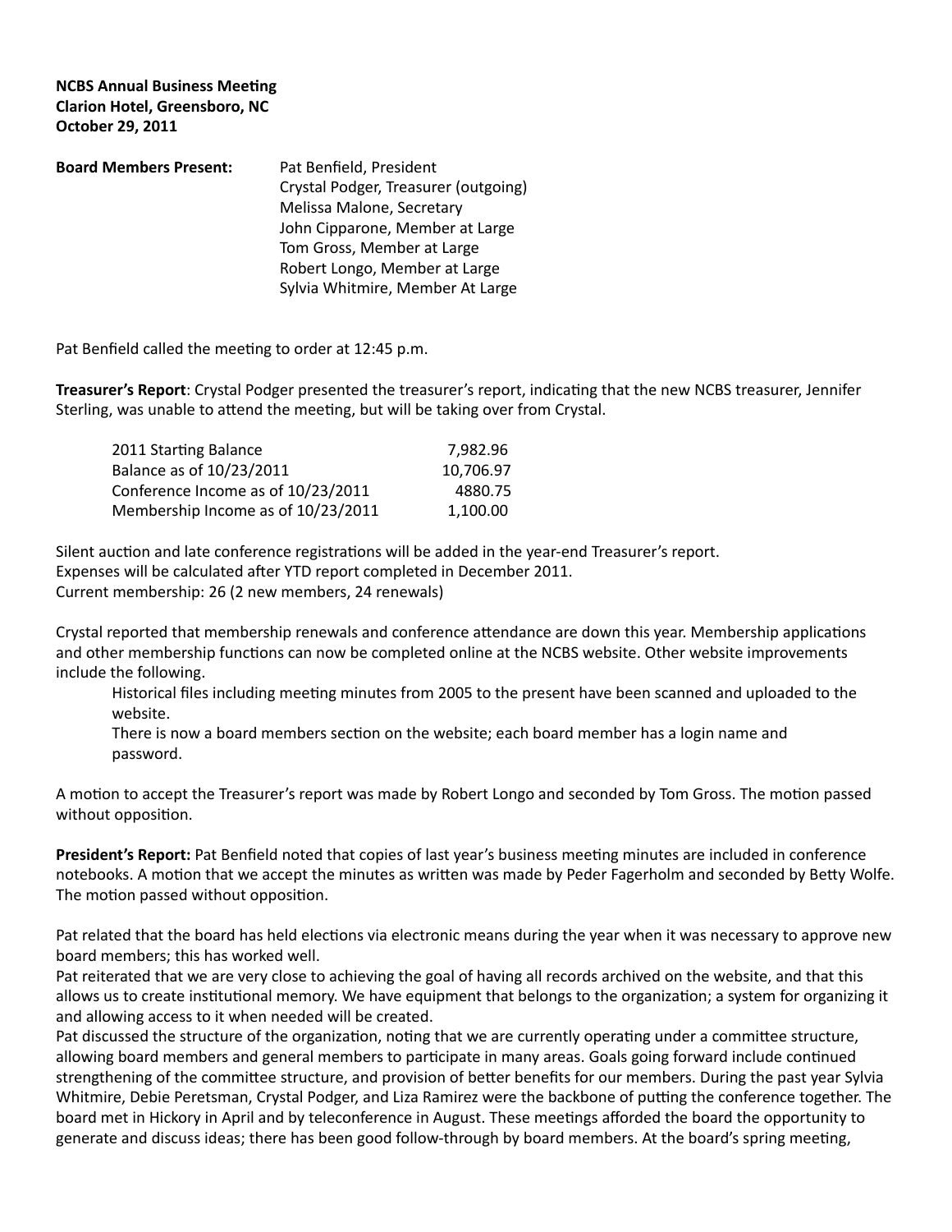**NCBS Annual Business Meeting**
**Clarion Hotel, Greensboro, NC**
**October 29, 2011**

| **Board Members Present:** | Pat Benfield, President |
|---|---|
| | Crystal Podger, Treasurer (outgoing) |
| | Melissa Malone, Secretary |
| | John Cipparone, Member at Large |
| | Tom Gross, Member at Large |
| | Robert Longo, Member at Large |
| | Sylvia Whitmire, Member At Large |

Pat Benfield called the meeting to order at 12:45 p.m.

**Treasurer's Report**: Crystal Podger presented the treasurer's report, indicating that the new NCBS treasurer, Jennifer Sterling, was unable to attend the meeting, but will be taking over from Crystal.

| | |
|---|---|
| 2011 Starting Balance | 7,982.96 |
| Balance as of 10/23/2011 | 10,706.97 |
| Conference Income as of 10/23/2011 | 4880.75 |
| Membership Income as of 10/23/2011 | 1,100.00 |

Silent auction and late conference registrations will be added in the year-end Treasurer's report.
Expenses will be calculated after YTD report completed in December 2011.
Current membership: 26 (2 new members, 24 renewals)

Crystal reported that membership renewals and conference attendance are down this year. Membership applications and other membership functions can now be completed online at the NCBS website. Other website improvements include the following.

Historical files including meeting minutes from 2005 to the present have been scanned and uploaded to the website.

There is now a board members section on the website; each board member has a login name and password.

A motion to accept the Treasurer's report was made by Robert Longo and seconded by Tom Gross. The motion passed without opposition.

**President's Report:** Pat Benfield noted that copies of last year's business meeting minutes are included in conference notebooks. A motion that we accept the minutes as written was made by Peder Fagerholm and seconded by Betty Wolfe. The motion passed without opposition.

Pat related that the board has held elections via electronic means during the year when it was necessary to approve new board members; this has worked well.
Pat reiterated that we are very close to achieving the goal of having all records archived on the website, and that this allows us to create institutional memory. We have equipment that belongs to the organization; a system for organizing it and allowing access to it when needed will be created.
Pat discussed the structure of the organization, noting that we are currently operating under a committee structure, allowing board members and general members to participate in many areas. Goals going forward include continued strengthening of the committee structure, and provision of better benefits for our members. During the past year Sylvia Whitmire, Debie Peretsman, Crystal Podger, and Liza Ramirez were the backbone of putting the conference together. The board met in Hickory in April and by teleconference in August. These meetings afforded the board the opportunity to generate and discuss ideas; there has been good follow-through by board members. At the board's spring meeting,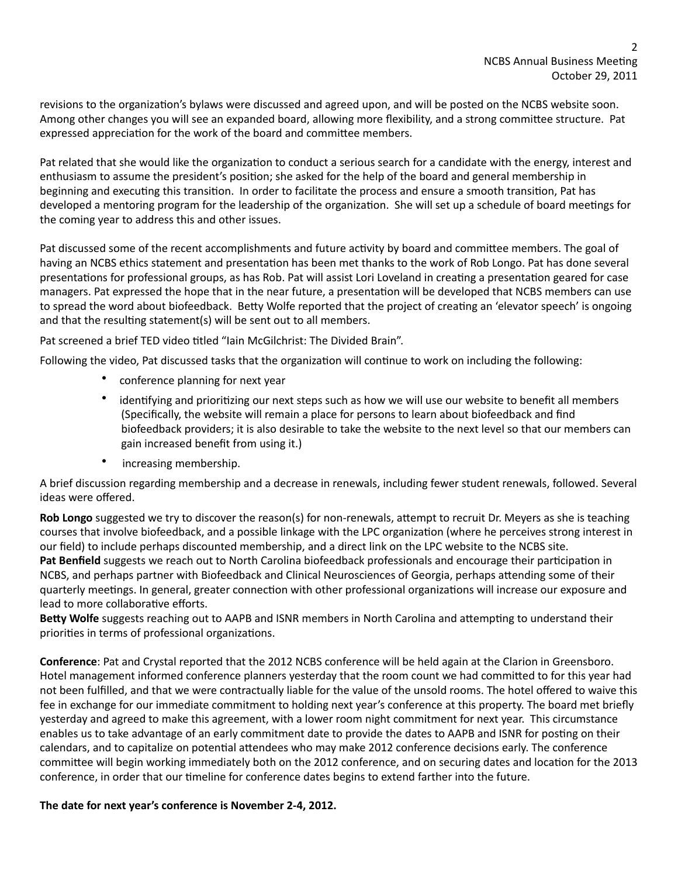revisions to the organization's bylaws were discussed and agreed upon, and will be posted on the NCBS website soon. Among other changes you will see an expanded board, allowing more flexibility, and a strong committee structure. Pat expressed appreciation for the work of the board and committee members.

Pat related that she would like the organization to conduct a serious search for a candidate with the energy, interest and enthusiasm to assume the president's position; she asked for the help of the board and general membership in beginning and executing this transition. In order to facilitate the process and ensure a smooth transition, Pat has developed a mentoring program for the leadership of the organization. She will set up a schedule of board meetings for the coming year to address this and other issues.

Pat discussed some of the recent accomplishments and future activity by board and committee members. The goal of having an NCBS ethics statement and presentation has been met thanks to the work of Rob Longo. Pat has done several presentations for professional groups, as has Rob. Pat will assist Lori Loveland in creating a presentation geared for case managers. Pat expressed the hope that in the near future, a presentation will be developed that NCBS members can use to spread the word about biofeedback. Betty Wolfe reported that the project of creating an 'elevator speech' is ongoing and that the resulting statement(s) will be sent out to all members.

Pat screened a brief TED video titled "Iain McGilchrist: The Divided Brain".

Following the video, Pat discussed tasks that the organization will continue to work on including the following:

- conference planning for next year
- identifying and prioritizing our next steps such as how we will use our website to benefit all members (Specifically, the website will remain a place for persons to learn about biofeedback and find biofeedback providers; it is also desirable to take the website to the next level so that our members can gain increased benefit from using it.)
- increasing membership.

A brief discussion regarding membership and a decrease in renewals, including fewer student renewals, followed. Several ideas were offered.

**Rob Longo** suggested we try to discover the reason(s) for non-renewals, attempt to recruit Dr. Meyers as she is teaching courses that involve biofeedback, and a possible linkage with the LPC organization (where he perceives strong interest in our field) to include perhaps discounted membership, and a direct link on the LPC website to the NCBS site.
**Pat Benfield** suggests we reach out to North Carolina biofeedback professionals and encourage their participation in NCBS, and perhaps partner with Biofeedback and Clinical Neurosciences of Georgia, perhaps attending some of their quarterly meetings. In general, greater connection with other professional organizations will increase our exposure and lead to more collaborative efforts.
**Betty Wolfe** suggests reaching out to AAPB and ISNR members in North Carolina and attempting to understand their priorities in terms of professional organizations.

**Conference**: Pat and Crystal reported that the 2012 NCBS conference will be held again at the Clarion in Greensboro. Hotel management informed conference planners yesterday that the room count we had committed to for this year had not been fulfilled, and that we were contractually liable for the value of the unsold rooms. The hotel offered to waive this fee in exchange for our immediate commitment to holding next year's conference at this property. The board met briefly yesterday and agreed to make this agreement, with a lower room night commitment for next year. This circumstance enables us to take advantage of an early commitment date to provide the dates to AAPB and ISNR for posting on their calendars, and to capitalize on potential attendees who may make 2012 conference decisions early. The conference committee will begin working immediately both on the 2012 conference, and on securing dates and location for the 2013 conference, in order that our timeline for conference dates begins to extend farther into the future.

**The date for next year's conference is November 2-4, 2012.**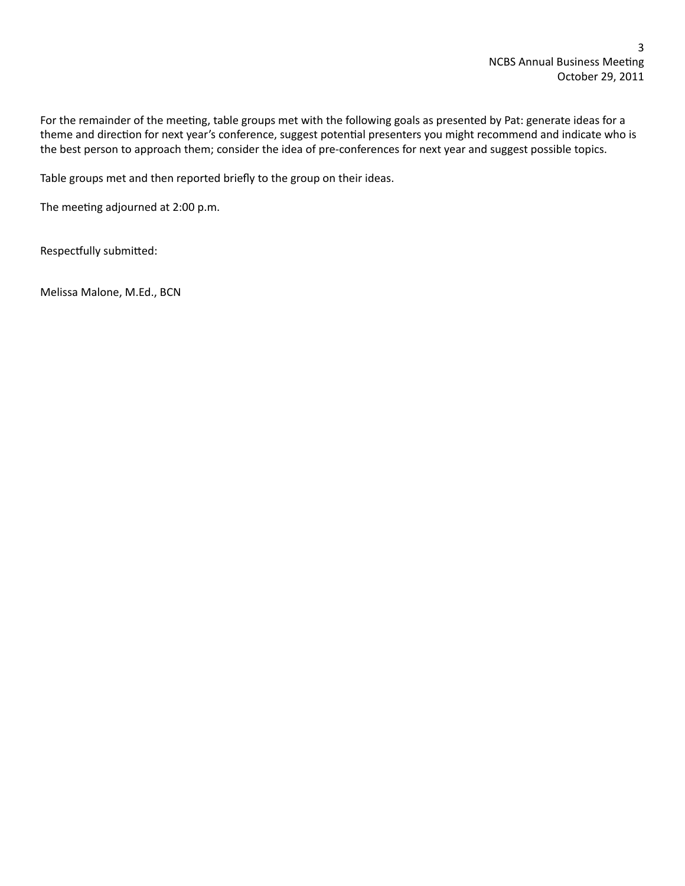For the remainder of the meeting, table groups met with the following goals as presented by Pat: generate ideas for a theme and direction for next year's conference, suggest potential presenters you might recommend and indicate who is the best person to approach them; consider the idea of pre-conferences for next year and suggest possible topics.

Table groups met and then reported briefly to the group on their ideas.

The meeting adjourned at 2:00 p.m.

Respectfully submitted:

Melissa Malone, M.Ed., BCN